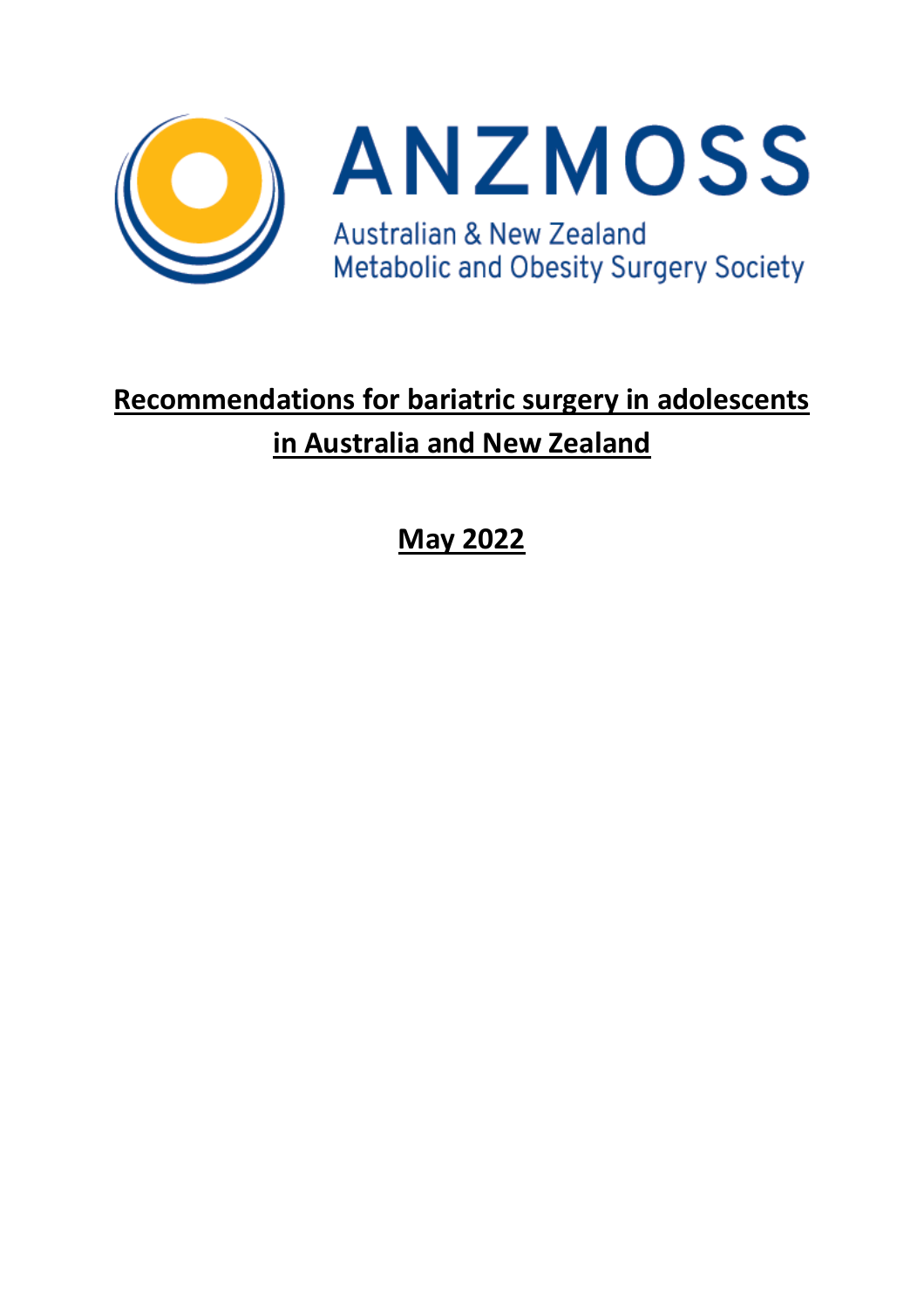ANZMOSS

Australian & New Zealand Metabolic and Obesity Surgery Society

# Recommendations for bariatric surgery in adolescents in Australia and New Zealand

**May 2022**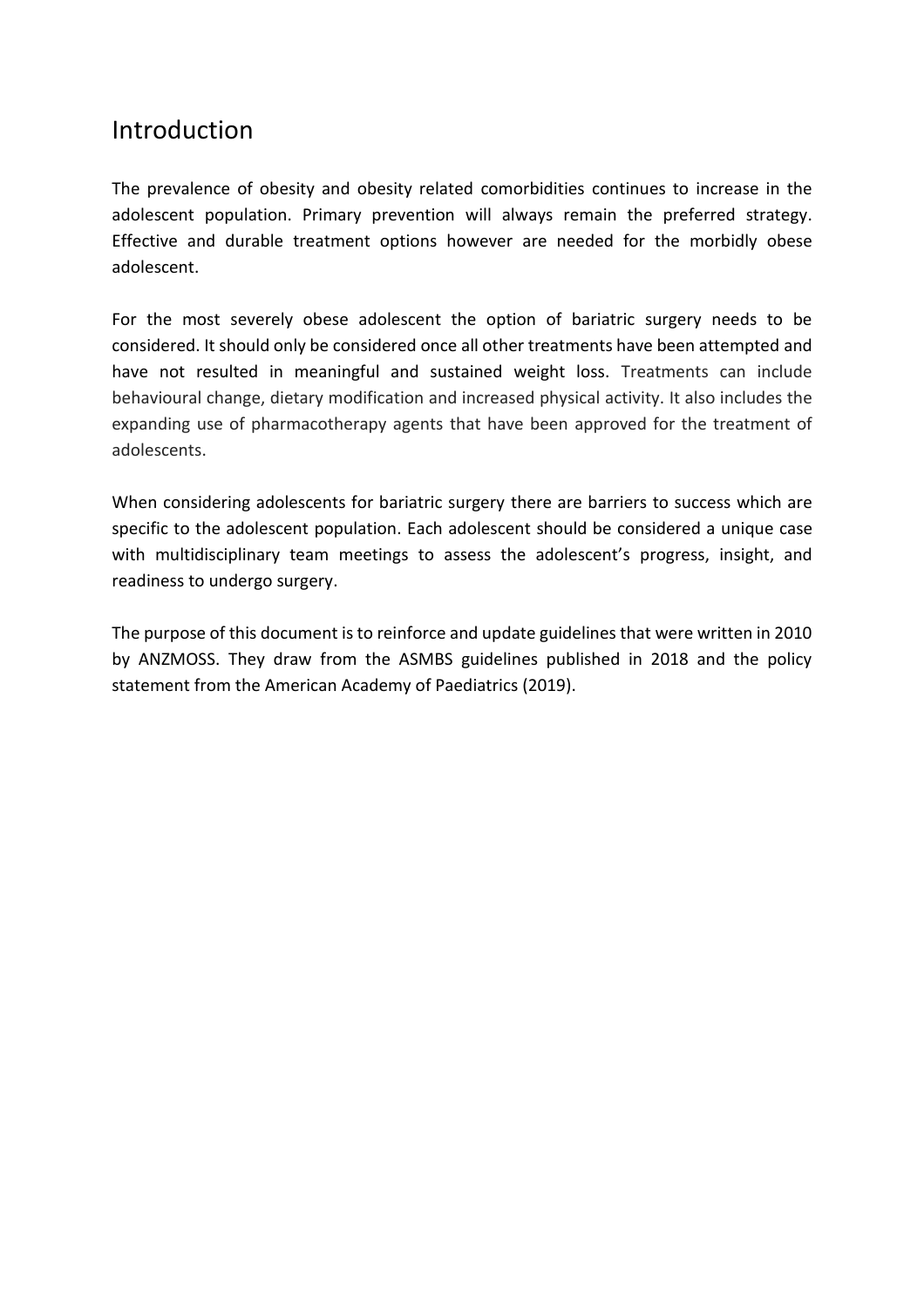## Introduction

The prevalence of obesity and obesity related comorbidities continues to increase in the adolescent population. Primary prevention will always remain the preferred strategy. Effective and durable treatment options however are needed for the morbidly obese adolescent.

For the most severely obese adolescent the option of bariatric surgery needs to be considered. It should only be considered once all other treatments have been attempted and have not resulted in meaningful and sustained weight loss. Treatments can include behavioural change, dietary modification and increased physical activity. It also includes the expanding use of pharmacotherapy agents that have been approved for the treatment of adolescents.

When considering adolescents for bariatric surgery there are barriers to success which are specific to the adolescent population. Each adolescent should be considered a unique case with multidisciplinary team meetings to assess the adolescent's progress, insight, and readiness to undergo surgery.

The purpose of this document is to reinforce and update guidelines that were written in 2010 by ANZMOSS. They draw from the ASMBS guidelines published in 2018 and the policy statement from the American Academy of Paediatrics (2019).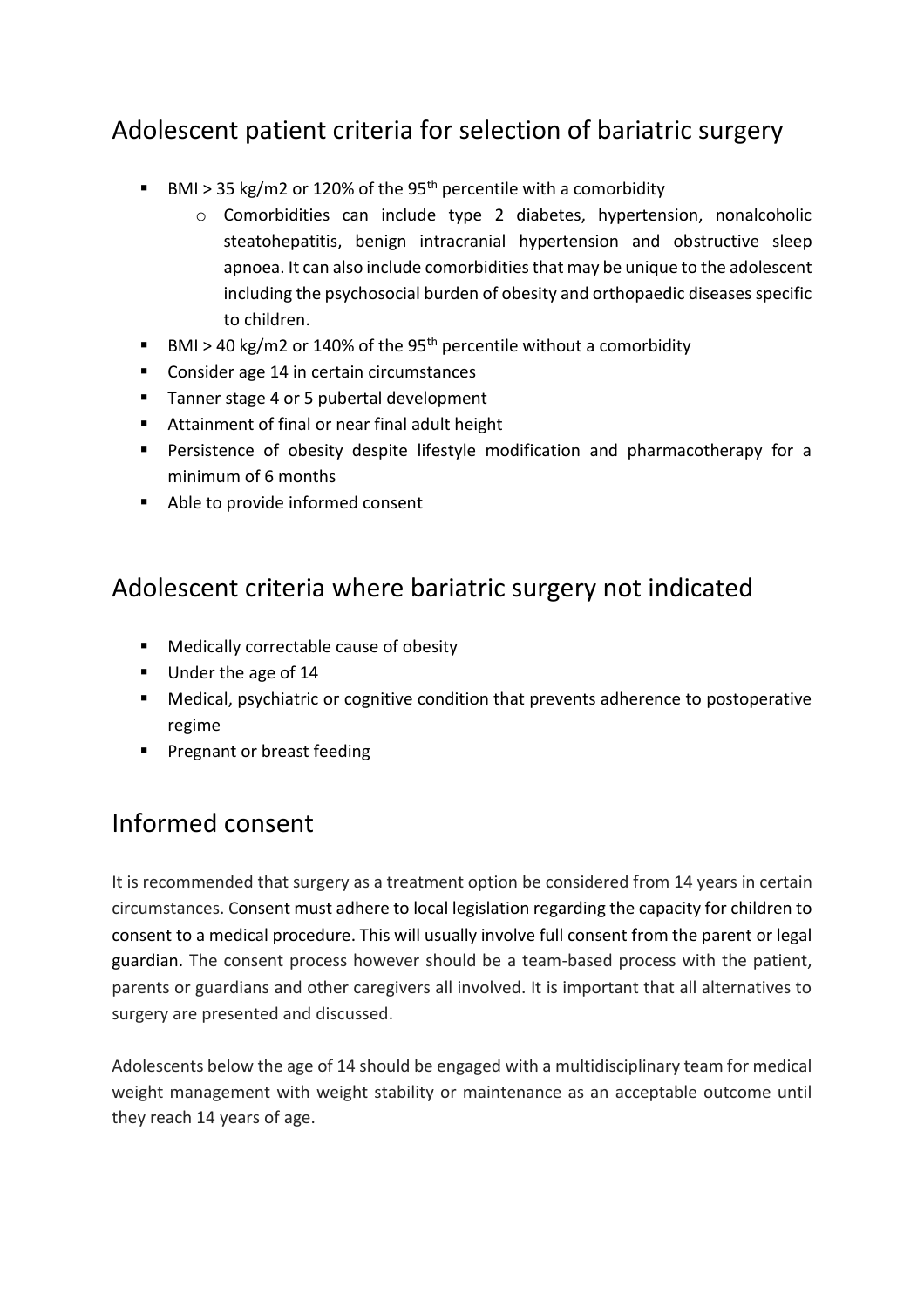## Adolescent patient criteria for selection of bariatric surgery

- BMI > 35 kg/m2 or 120% of the 95[th] percentile with a comorbidity
  - Comorbidities can include type 2 diabetes, hypertension, nonalcoholic steatohepatitis, benign intracranial hypertension and obstructive sleep apnoea. It can also include comorbidities that may be unique to the adolescent including the psychosocial burden of obesity and orthopaedic diseases specific to children.
- BMI > 40 kg/m2 or 140% of the 95[th] percentile without a comorbidity
- Consider age 14 in certain circumstances
- Tanner stage 4 or 5 pubertal development
- Attainment of final or near final adult height
- Persistence of obesity despite lifestyle modification and pharmacotherapy for a minimum of 6 months
- Able to provide informed consent

## Adolescent criteria where bariatric surgery not indicated

- Medically correctable cause of obesity
- Under the age of 14
- Medical, psychiatric or cognitive condition that prevents adherence to postoperative regime
- Pregnant or breast feeding

## Informed consent

It is recommended that surgery as a treatment option be considered from 14 years in certain circumstances. Consent must adhere to local legislation regarding the capacity for children to consent to a medical procedure. This will usually involve full consent from the parent or legal guardian. The consent process however should be a team-based process with the patient, parents or guardians and other caregivers all involved. It is important that all alternatives to surgery are presented and discussed.

Adolescents below the age of 14 should be engaged with a multidisciplinary team for medical weight management with weight stability or maintenance as an acceptable outcome until they reach 14 years of age.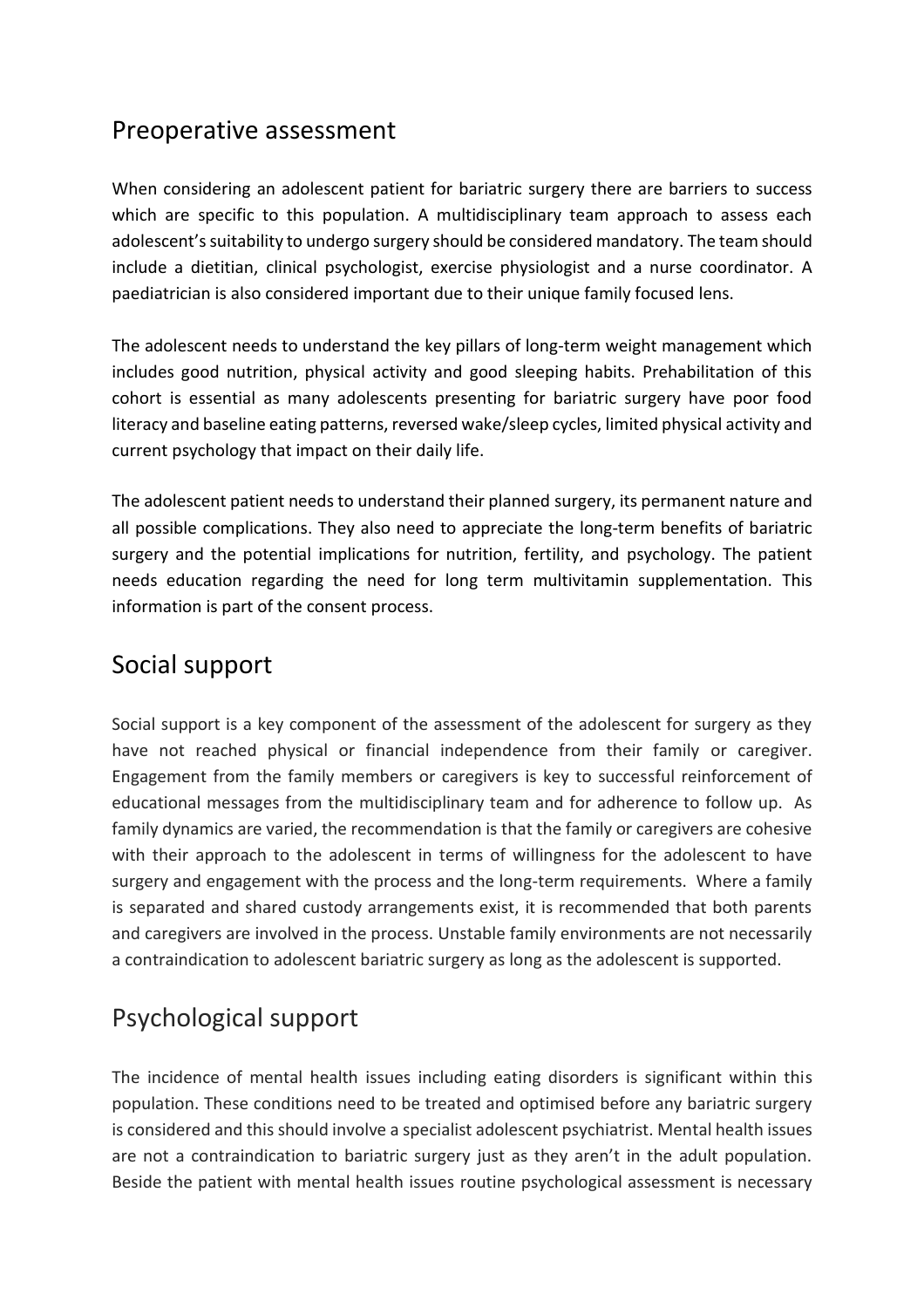## Preoperative assessment

When considering an adolescent patient for bariatric surgery there are barriers to success which are specific to this population. A multidisciplinary team approach to assess each adolescent's suitability to undergo surgery should be considered mandatory. The team should include a dietitian, clinical psychologist, exercise physiologist and a nurse coordinator. A paediatrician is also considered important due to their unique family focused lens.

The adolescent needs to understand the key pillars of long-term weight management which includes good nutrition, physical activity and good sleeping habits. Prehabilitation of this cohort is essential as many adolescents presenting for bariatric surgery have poor food literacy and baseline eating patterns, reversed wake/sleep cycles, limited physical activity and current psychology that impact on their daily life.

The adolescent patient needs to understand their planned surgery, its permanent nature and all possible complications. They also need to appreciate the long-term benefits of bariatric surgery and the potential implications for nutrition, fertility, and psychology. The patient needs education regarding the need for long term multivitamin supplementation. This information is part of the consent process.

## Social support

Social support is a key component of the assessment of the adolescent for surgery as they have not reached physical or financial independence from their family or caregiver. Engagement from the family members or caregivers is key to successful reinforcement of educational messages from the multidisciplinary team and for adherence to follow up. As family dynamics are varied, the recommendation is that the family or caregivers are cohesive with their approach to the adolescent in terms of willingness for the adolescent to have surgery and engagement with the process and the long-term requirements. Where a family is separated and shared custody arrangements exist, it is recommended that both parents and caregivers are involved in the process. Unstable family environments are not necessarily a contraindication to adolescent bariatric surgery as long as the adolescent is supported.

## Psychological support

The incidence of mental health issues including eating disorders is significant within this population. These conditions need to be treated and optimised before any bariatric surgery is considered and this should involve a specialist adolescent psychiatrist. Mental health issues are not a contraindication to bariatric surgery just as they aren't in the adult population. Beside the patient with mental health issues routine psychological assessment is necessary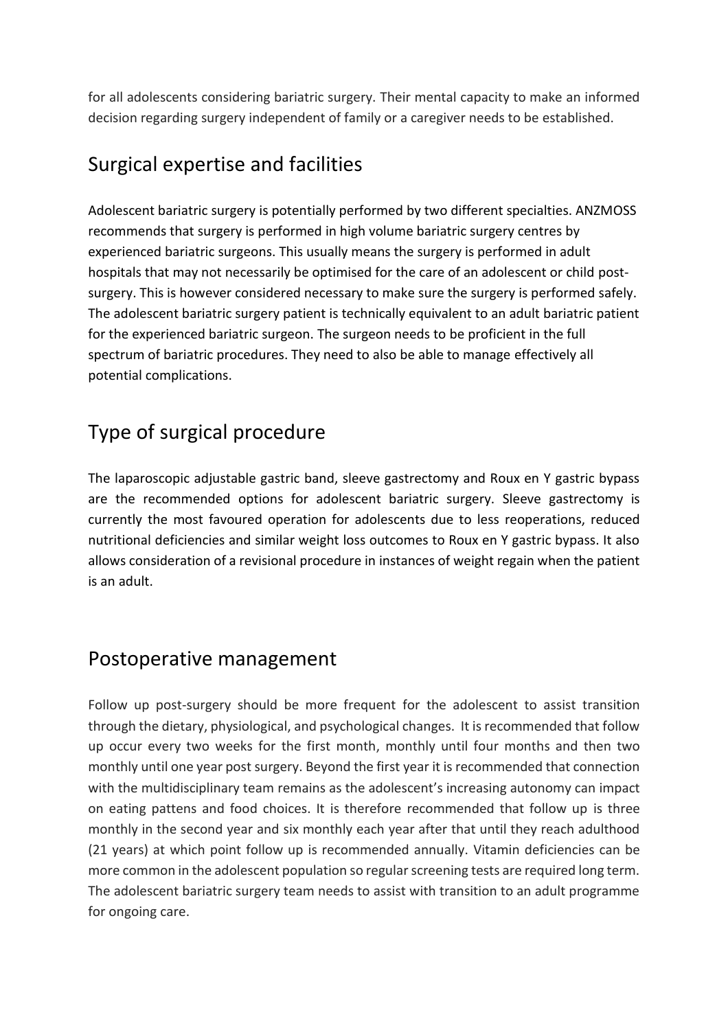for all adolescents considering bariatric surgery. Their mental capacity to make an informed decision regarding surgery independent of family or a caregiver needs to be established.

## Surgical expertise and facilities

Adolescent bariatric surgery is potentially performed by two different specialties. ANZMOSS recommends that surgery is performed in high volume bariatric surgery centres by experienced bariatric surgeons. This usually means the surgery is performed in adult hospitals that may not necessarily be optimised for the care of an adolescent or child post-surgery. This is however considered necessary to make sure the surgery is performed safely. The adolescent bariatric surgery patient is technically equivalent to an adult bariatric patient for the experienced bariatric surgeon. The surgeon needs to be proficient in the full spectrum of bariatric procedures. They need to also be able to manage effectively all potential complications.

## Type of surgical procedure

The laparoscopic adjustable gastric band, sleeve gastrectomy and Roux en Y gastric bypass are the recommended options for adolescent bariatric surgery. Sleeve gastrectomy is currently the most favoured operation for adolescents due to less reoperations, reduced nutritional deficiencies and similar weight loss outcomes to Roux en Y gastric bypass. It also allows consideration of a revisional procedure in instances of weight regain when the patient is an adult.

## Postoperative management

Follow up post-surgery should be more frequent for the adolescent to assist transition through the dietary, physiological, and psychological changes. It is recommended that follow up occur every two weeks for the first month, monthly until four months and then two monthly until one year post surgery. Beyond the first year it is recommended that connection with the multidisciplinary team remains as the adolescent's increasing autonomy can impact on eating pattens and food choices. It is therefore recommended that follow up is three monthly in the second year and six monthly each year after that until they reach adulthood (21 years) at which point follow up is recommended annually. Vitamin deficiencies can be more common in the adolescent population so regular screening tests are required long term. The adolescent bariatric surgery team needs to assist with transition to an adult programme for ongoing care.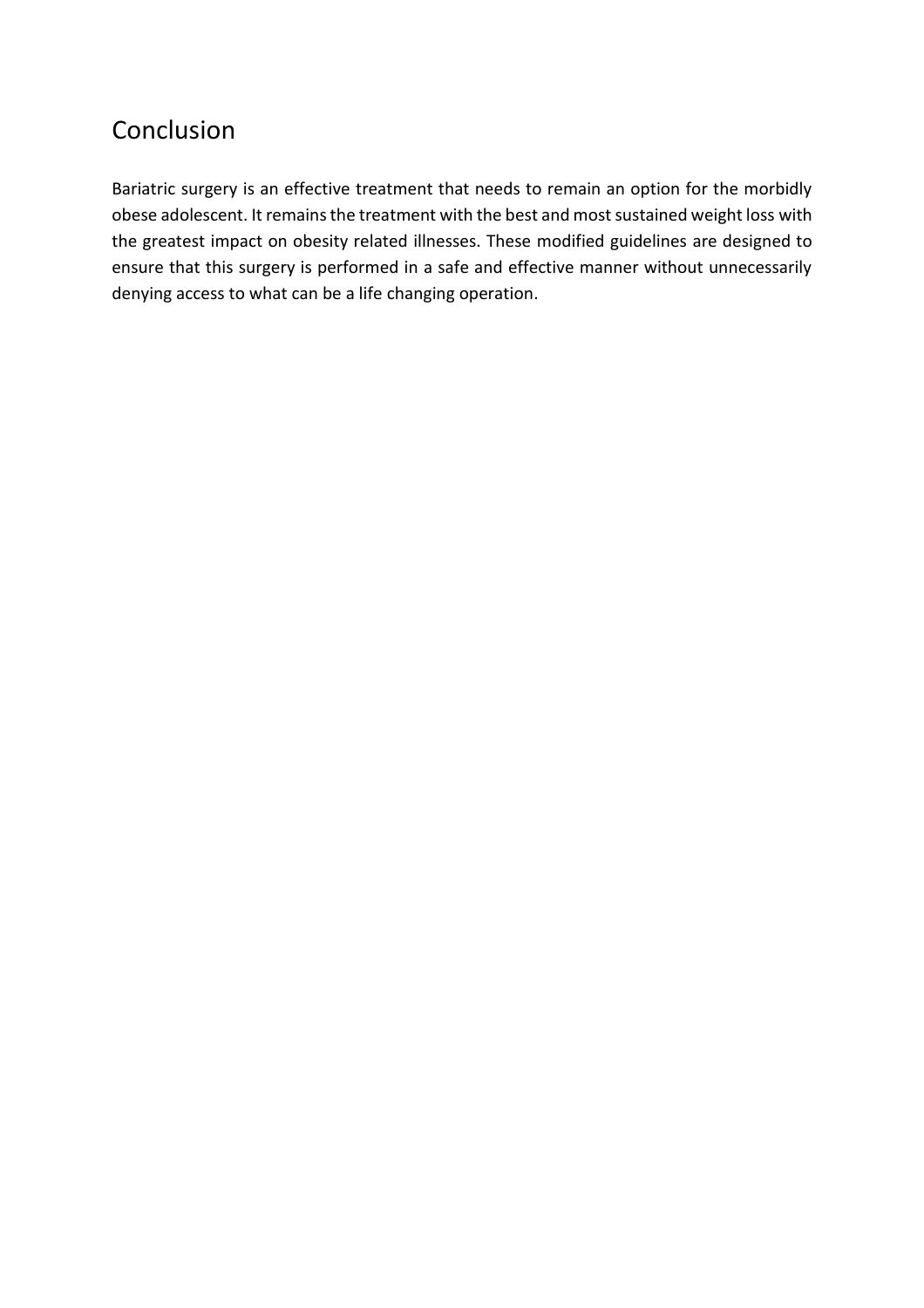## Conclusion

Bariatric surgery is an effective treatment that needs to remain an option for the morbidly obese adolescent. It remains the treatment with the best and most sustained weight loss with the greatest impact on obesity related illnesses. These modified guidelines are designed to ensure that this surgery is performed in a safe and effective manner without unnecessarily denying access to what can be a life changing operation.